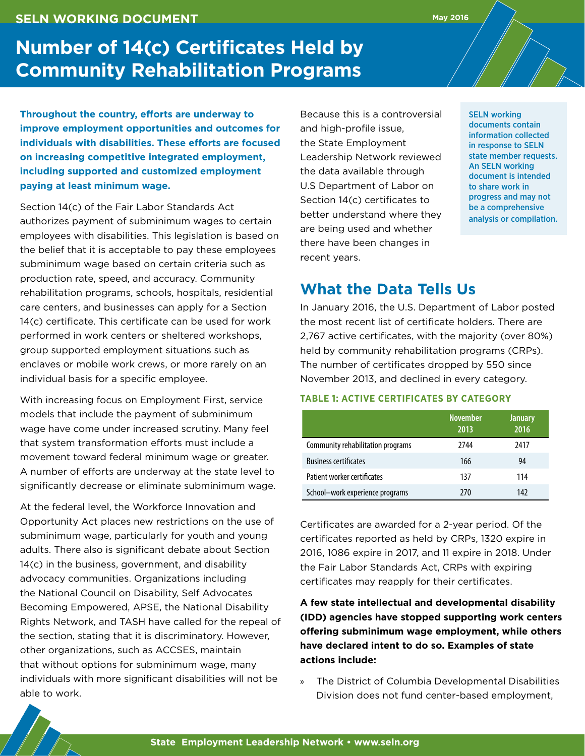SELN WORKING DOCUMENT

May 2016

# Number of 14(c) Certificates Held by Community Rehabilitation Programs

**Throughout the country, efforts are underway to improve employment opportunities and outcomes for individuals with disabilities. These efforts are focused on increasing competitive integrated employment, including supported and customized employment paying at least minimum wage.**

Section 14(c) of the Fair Labor Standards Act authorizes payment of subminimum wages to certain employees with disabilities. This legislation is based on the belief that it is acceptable to pay these employees subminimum wage based on certain criteria such as production rate, speed, and accuracy. Community rehabilitation programs, schools, hospitals, residential care centers, and businesses can apply for a Section 14(c) certificate. This certificate can be used for work performed in work centers or sheltered workshops, group supported employment situations such as enclaves or mobile work crews, or more rarely on an individual basis for a specific employee.

With increasing focus on Employment First, service models that include the payment of subminimum wage have come under increased scrutiny. Many feel that system transformation efforts must include a movement toward federal minimum wage or greater. A number of efforts are underway at the state level to significantly decrease or eliminate subminimum wage.

At the federal level, the Workforce Innovation and Opportunity Act places new restrictions on the use of subminimum wage, particularly for youth and young adults. There also is significant debate about Section 14(c) in the business, government, and disability advocacy communities. Organizations including the National Council on Disability, Self Advocates Becoming Empowered, APSE, the National Disability Rights Network, and TASH have called for the repeal of the section, stating that it is discriminatory. However, other organizations, such as ACCSES, maintain that without options for subminimum wage, many individuals with more significant disabilities will not be able to work.

Because this is a controversial and high-profile issue, the State Employment Leadership Network reviewed the data available through U.S Department of Labor on Section 14(c) certificates to better understand where they are being used and whether there have been changes in recent years.

SELN working documents contain information collected in response to SELN state member requests. An SELN working document is intended to share work in progress and may not be a comprehensive analysis or compilation.

## What the Data Tells Us

In January 2016, the U.S. Department of Labor posted the most recent list of certificate holders. There are 2,767 active certificates, with the majority (over 80%) held by community rehabilitation programs (CRPs). The number of certificates dropped by 550 since November 2013, and declined in every category.

**TABLE 1: ACTIVE CERTIFICATES BY CATEGORY**

| | November 2013 | January 2016 |
|---|---|---|
| Community rehabilitation programs | 2744 | 2417 |
| Business certificates | 166 | 94 |
| Patient worker certificates | 137 | 114 |
| School–work experience programs | 270 | 142 |

Certificates are awarded for a 2-year period. Of the certificates reported as held by CRPs, 1320 expire in 2016, 1086 expire in 2017, and 11 expire in 2018. Under the Fair Labor Standards Act, CRPs with expiring certificates may reapply for their certificates.

**A few state intellectual and developmental disability (IDD) agencies have stopped supporting work centers offering subminimum wage employment, while others have declared intent to do so. Examples of state actions include:**

» The District of Columbia Developmental Disabilities Division does not fund center-based employment,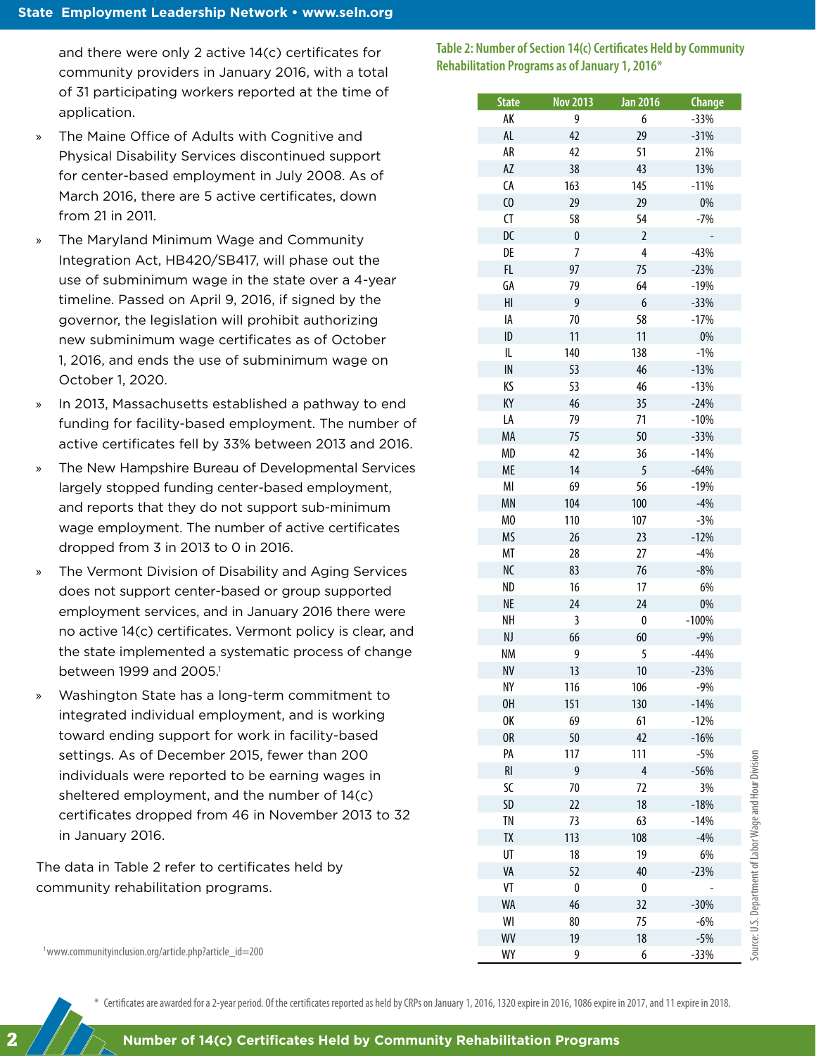and there were only 2 active 14(c) certificates for community providers in January 2016, with a total of 31 participating workers reported at the time of application.

- The Maine Office of Adults with Cognitive and Physical Disability Services discontinued support for center-based employment in July 2008. As of March 2016, there are 5 active certificates, down from 21 in 2011.
- The Maryland Minimum Wage and Community Integration Act, HB420/SB417, will phase out the use of subminimum wage in the state over a 4-year timeline. Passed on April 9, 2016, if signed by the governor, the legislation will prohibit authorizing new subminimum wage certificates as of October 1, 2016, and ends the use of subminimum wage on October 1, 2020.
- In 2013, Massachusetts established a pathway to end funding for facility-based employment. The number of active certificates fell by 33% between 2013 and 2016.
- The New Hampshire Bureau of Developmental Services largely stopped funding center-based employment, and reports that they do not support sub-minimum wage employment. The number of active certificates dropped from 3 in 2013 to 0 in 2016.
- The Vermont Division of Disability and Aging Services does not support center-based or group supported employment services, and in January 2016 there were no active 14(c) certificates. Vermont policy is clear, and the state implemented a systematic process of change between 1999 and 2005.[1]
- Washington State has a long-term commitment to integrated individual employment, and is working toward ending support for work in facility-based settings. As of December 2015, fewer than 200 individuals were reported to be earning wages in sheltered employment, and the number of 14(c) certificates dropped from 46 in November 2013 to 32 in January 2016.

The data in Table 2 refer to certificates held by community rehabilitation programs.

[1] www.communityinclusion.org/article.php?article_id=200

**Table 2: Number of Section 14(c) Certificates Held by Community Rehabilitation Programs as of January 1, 2016***

| State | Nov 2013 | Jan 2016 | Change |
|---|---|---|---|
| AK | 9 | 6 | -33% |
| AL | 42 | 29 | -31% |
| AR | 42 | 51 | 21% |
| AZ | 38 | 43 | 13% |
| CA | 163 | 145 | -11% |
| CO | 29 | 29 | 0% |
| CT | 58 | 54 | -7% |
| DC | 0 | 2 | - |
| DE | 7 | 4 | -43% |
| FL | 97 | 75 | -23% |
| GA | 79 | 64 | -19% |
| HI | 9 | 6 | -33% |
| IA | 70 | 58 | -17% |
| ID | 11 | 11 | 0% |
| IL | 140 | 138 | -1% |
| IN | 53 | 46 | -13% |
| KS | 53 | 46 | -13% |
| KY | 46 | 35 | -24% |
| LA | 79 | 71 | -10% |
| MA | 75 | 50 | -33% |
| MD | 42 | 36 | -14% |
| ME | 14 | 5 | -64% |
| MI | 69 | 56 | -19% |
| MN | 104 | 100 | -4% |
| MO | 110 | 107 | -3% |
| MS | 26 | 23 | -12% |
| MT | 28 | 27 | -4% |
| NC | 83 | 76 | -8% |
| ND | 16 | 17 | 6% |
| NE | 24 | 24 | 0% |
| NH | 3 | 0 | -100% |
| NJ | 66 | 60 | -9% |
| NM | 9 | 5 | -44% |
| NV | 13 | 10 | -23% |
| NY | 116 | 106 | -9% |
| OH | 151 | 130 | -14% |
| OK | 69 | 61 | -12% |
| OR | 50 | 42 | -16% |
| PA | 117 | 111 | -5% |
| RI | 9 | 4 | -56% |
| SC | 70 | 72 | 3% |
| SD | 22 | 18 | -18% |
| TN | 73 | 63 | -14% |
| TX | 113 | 108 | -4% |
| UT | 18 | 19 | 6% |
| VA | 52 | 40 | -23% |
| VT | 0 | 0 | - |
| WA | 46 | 32 | -30% |
| WI | 80 | 75 | -6% |
| WV | 19 | 18 | -5% |
| WY | 9 | 6 | -33% |

Source: U.S. Department of Labor Wage and Hour Division

\* Certificates are awarded for a 2-year period. Of the certificates reported as held by CRPs on January 1, 2016, 1320 expire in 2016, 1086 expire in 2017, and 11 expire in 2018.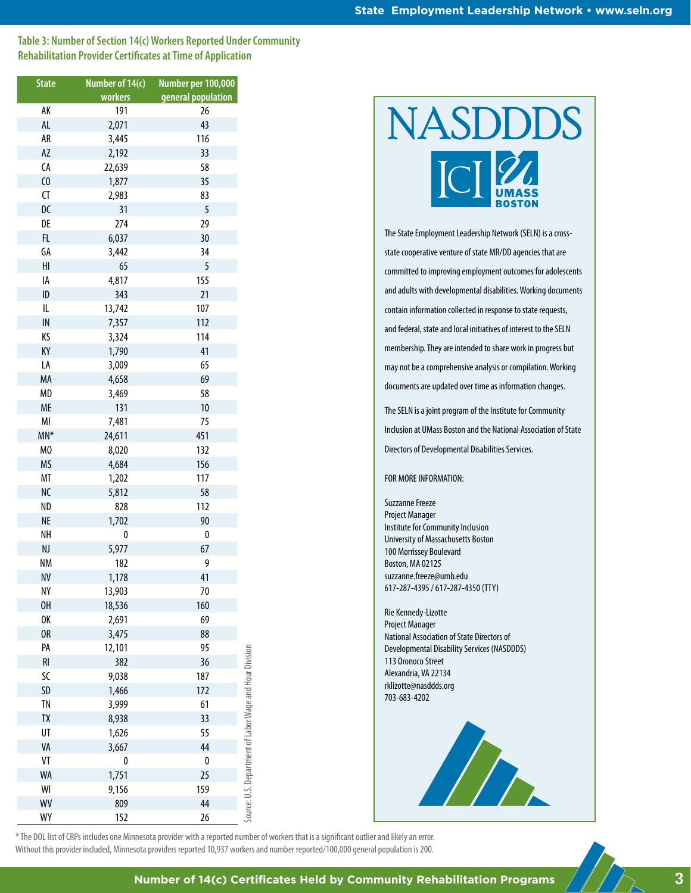### Table 3: Number of Section 14(c) Workers Reported Under Community Rehabilitation Provider Certificates at Time of Application

| State | Number of 14(c) workers | Number per 100,000 general population |
|---|---|---|
| AK | 191 | 26 |
| AL | 2,071 | 43 |
| AR | 3,445 | 116 |
| AZ | 2,192 | 33 |
| CA | 22,639 | 58 |
| CO | 1,877 | 35 |
| CT | 2,983 | 83 |
| DC | 31 | 5 |
| DE | 274 | 29 |
| FL | 6,037 | 30 |
| GA | 3,442 | 34 |
| HI | 65 | 5 |
| IA | 4,817 | 155 |
| ID | 343 | 21 |
| IL | 13,742 | 107 |
| IN | 7,357 | 112 |
| KS | 3,324 | 114 |
| KY | 1,790 | 41 |
| LA | 3,009 | 65 |
| MA | 4,658 | 69 |
| MD | 3,469 | 58 |
| ME | 131 | 10 |
| MI | 7,481 | 75 |
| MN* | 24,611 | 451 |
| MO | 8,020 | 132 |
| MS | 4,684 | 156 |
| MT | 1,202 | 117 |
| NC | 5,812 | 58 |
| ND | 828 | 112 |
| NE | 1,702 | 90 |
| NH | 0 | 0 |
| NJ | 5,977 | 67 |
| NM | 182 | 9 |
| NV | 1,178 | 41 |
| NY | 13,903 | 70 |
| OH | 18,536 | 160 |
| OK | 2,691 | 69 |
| OR | 3,475 | 88 |
| PA | 12,101 | 95 |
| RI | 382 | 36 |
| SC | 9,038 | 187 |
| SD | 1,466 | 172 |
| TN | 3,999 | 61 |
| TX | 8,938 | 33 |
| UT | 1,626 | 55 |
| VA | 3,667 | 44 |
| VT | 0 | 0 |
| WA | 1,751 | 25 |
| WI | 9,156 | 159 |
| WV | 809 | 44 |
| WY | 152 | 26 |

Source: U.S. Department of Labor Wage and Hour Division

* The DOL list of CRPs includes one Minnesota provider with a reported number of workers that is a significant outlier and likely an error. Without this provider included, Minnesota providers reported 10,937 workers and number reported/100,000 general population is 200.

NASDDDS

ICI UMASS BOSTON

The State Employment Leadership Network (SELN) is a cross-state cooperative venture of state MR/DD agencies that are committed to improving employment outcomes for adolescents and adults with developmental disabilities. Working documents contain information collected in response to state requests, and federal, state and local initiatives of interest to the SELN membership. They are intended to share work in progress but may not be a comprehensive analysis or compilation. Working documents are updated over time as information changes.

The SELN is a joint program of the Institute for Community Inclusion at UMass Boston and the National Association of State Directors of Developmental Disabilities Services.

FOR MORE INFORMATION:

Suzzanne Freeze
Project Manager
Institute for Community Inclusion
University of Massachusetts Boston
100 Morrissey Boulevard
Boston, MA 02125
suzzanne.freeze@umb.edu
617-287-4395 / 617-287-4350 (TTY)

Rie Kennedy-Lizotte
Project Manager
National Association of State Directors of Developmental Disability Services (NASDDDS)
113 Oronoco Street
Alexandria, VA 22134
rklizotte@nasddds.org
703-683-4202